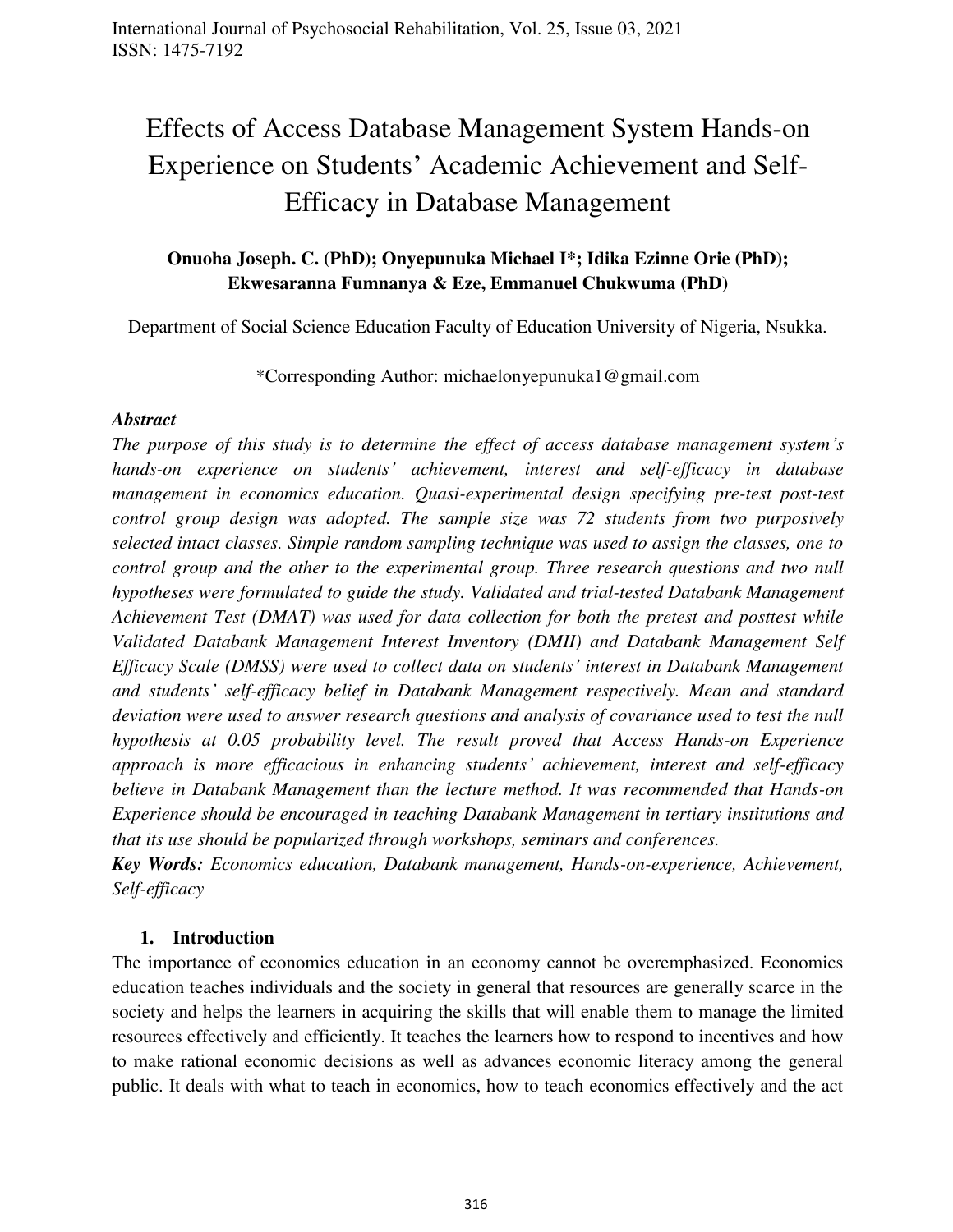# Effects of Access Database Management System Hands-on Experience on Students' Academic Achievement and Self-Efficacy in Database Management

**Onuoha Joseph. C. (PhD); Onyepunuka Michael I*; Idika Ezinne Orie (PhD); Ekwesaranna Fumnanya & Eze, Emmanuel Chukwuma (PhD)**

Department of Social Science Education Faculty of Education University of Nigeria, Nsukka.

*Corresponding Author: michaelonyepunuka1@gmail.com

***Abstract***

*The purpose of this study is to determine the effect of access database management system's hands-on experience on students' achievement, interest and self-efficacy in database management in economics education. Quasi-experimental design specifying pre-test post-test control group design was adopted. The sample size was 72 students from two purposively selected intact classes. Simple random sampling technique was used to assign the classes, one to control group and the other to the experimental group. Three research questions and two null hypotheses were formulated to guide the study. Validated and trial-tested Databank Management Achievement Test (DMAT) was used for data collection for both the pretest and posttest while Validated Databank Management Interest Inventory (DMII) and Databank Management Self Efficacy Scale (DMSS) were used to collect data on students' interest in Databank Management and students' self-efficacy belief in Databank Management respectively. Mean and standard deviation were used to answer research questions and analysis of covariance used to test the null hypothesis at 0.05 probability level. The result proved that Access Hands-on Experience approach is more efficacious in enhancing students' achievement, interest and self-efficacy believe in Databank Management than the lecture method. It was recommended that Hands-on Experience should be encouraged in teaching Databank Management in tertiary institutions and that its use should be popularized through workshops, seminars and conferences.*

***Key Words:*** *Economics education, Databank management, Hands-on-experience, Achievement, Self-efficacy*

## 1. Introduction

The importance of economics education in an economy cannot be overemphasized. Economics education teaches individuals and the society in general that resources are generally scarce in the society and helps the learners in acquiring the skills that will enable them to manage the limited resources effectively and efficiently. It teaches the learners how to respond to incentives and how to make rational economic decisions as well as advances economic literacy among the general public. It deals with what to teach in economics, how to teach economics effectively and the act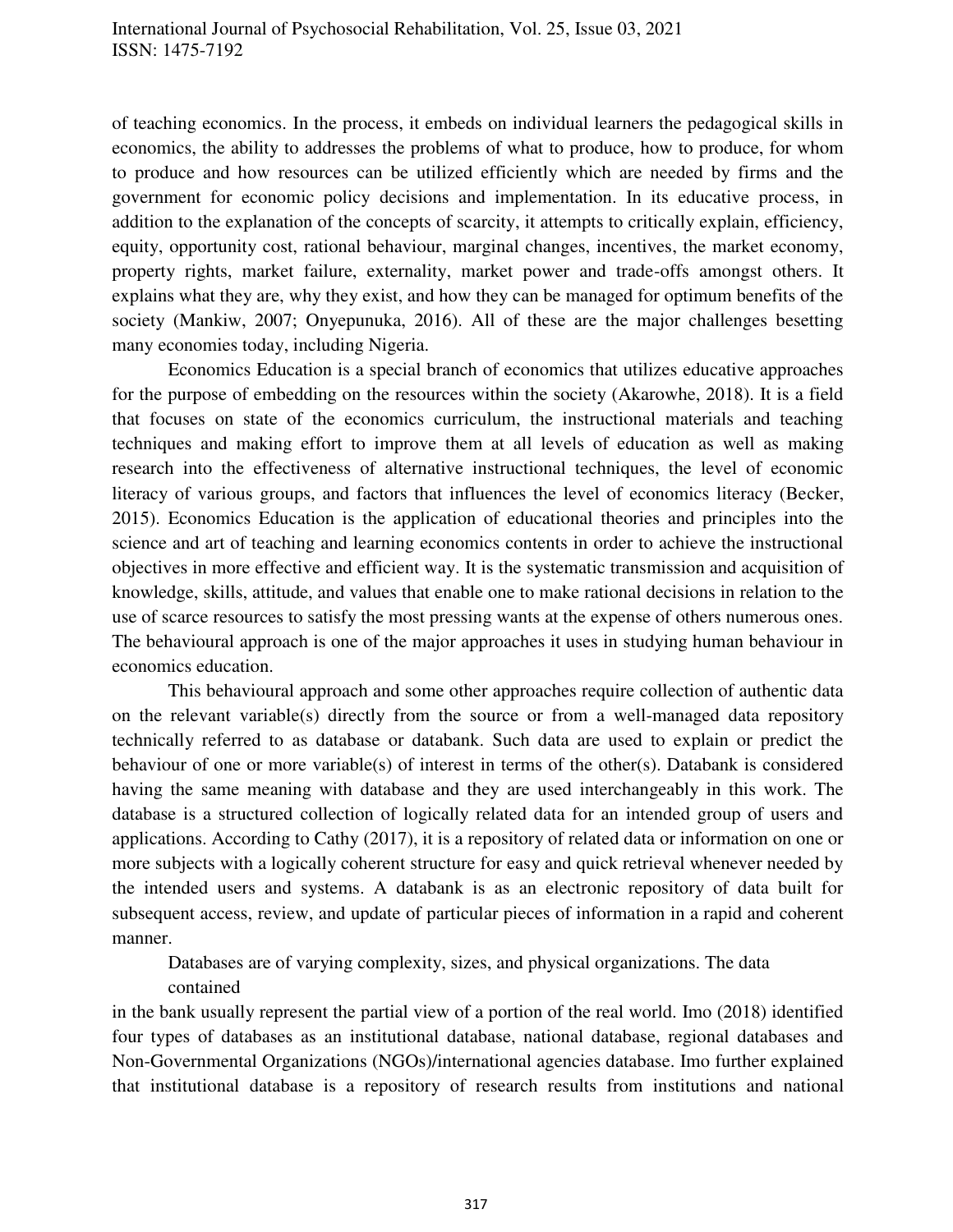of teaching economics. In the process, it embeds on individual learners the pedagogical skills in economics, the ability to addresses the problems of what to produce, how to produce, for whom to produce and how resources can be utilized efficiently which are needed by firms and the government for economic policy decisions and implementation. In its educative process, in addition to the explanation of the concepts of scarcity, it attempts to critically explain, efficiency, equity, opportunity cost, rational behaviour, marginal changes, incentives, the market economy, property rights, market failure, externality, market power and trade-offs amongst others. It explains what they are, why they exist, and how they can be managed for optimum benefits of the society (Mankiw, 2007; Onyepunuka, 2016). All of these are the major challenges besetting many economies today, including Nigeria.

Economics Education is a special branch of economics that utilizes educative approaches for the purpose of embedding on the resources within the society (Akarowhe, 2018). It is a field that focuses on state of the economics curriculum, the instructional materials and teaching techniques and making effort to improve them at all levels of education as well as making research into the effectiveness of alternative instructional techniques, the level of economic literacy of various groups, and factors that influences the level of economics literacy (Becker, 2015). Economics Education is the application of educational theories and principles into the science and art of teaching and learning economics contents in order to achieve the instructional objectives in more effective and efficient way. It is the systematic transmission and acquisition of knowledge, skills, attitude, and values that enable one to make rational decisions in relation to the use of scarce resources to satisfy the most pressing wants at the expense of others numerous ones. The behavioural approach is one of the major approaches it uses in studying human behaviour in economics education.

This behavioural approach and some other approaches require collection of authentic data on the relevant variable(s) directly from the source or from a well-managed data repository technically referred to as database or databank. Such data are used to explain or predict the behaviour of one or more variable(s) of interest in terms of the other(s). Databank is considered having the same meaning with database and they are used interchangeably in this work. The database is a structured collection of logically related data for an intended group of users and applications. According to Cathy (2017), it is a repository of related data or information on one or more subjects with a logically coherent structure for easy and quick retrieval whenever needed by the intended users and systems. A databank is as an electronic repository of data built for subsequent access, review, and update of particular pieces of information in a rapid and coherent manner.

Databases are of varying complexity, sizes, and physical organizations. The data contained in the bank usually represent the partial view of a portion of the real world. Imo (2018) identified four types of databases as an institutional database, national database, regional databases and Non-Governmental Organizations (NGOs)/international agencies database. Imo further explained that institutional database is a repository of research results from institutions and national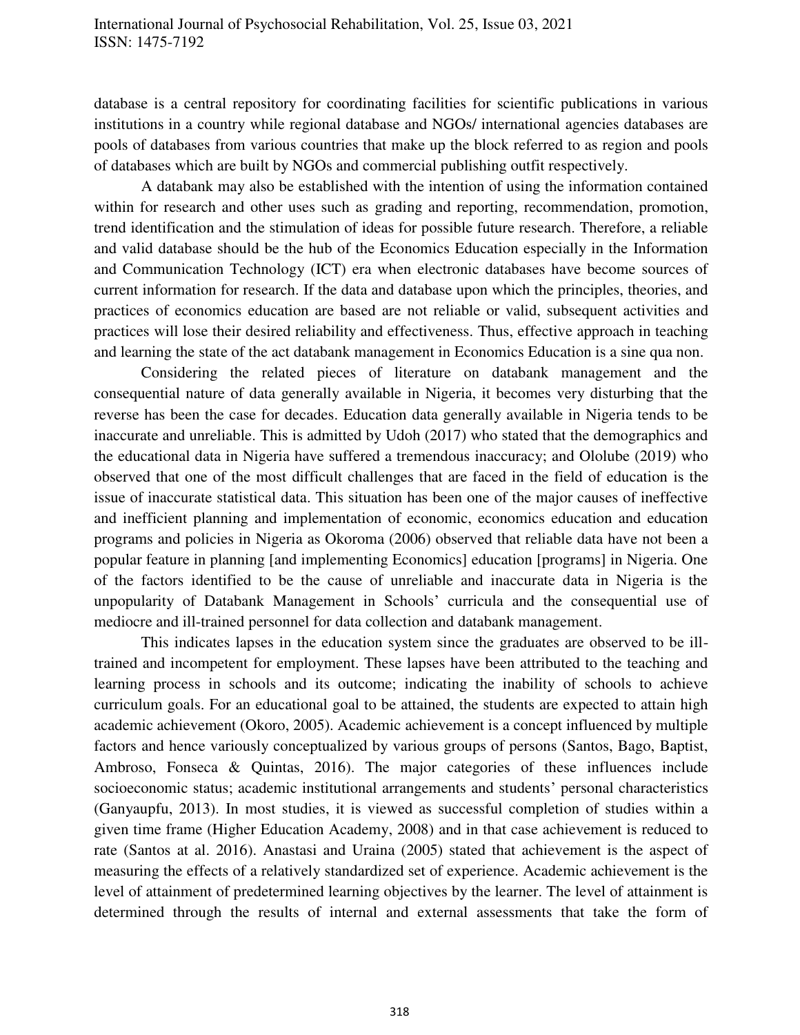database is a central repository for coordinating facilities for scientific publications in various institutions in a country while regional database and NGOs/ international agencies databases are pools of databases from various countries that make up the block referred to as region and pools of databases which are built by NGOs and commercial publishing outfit respectively.

A databank may also be established with the intention of using the information contained within for research and other uses such as grading and reporting, recommendation, promotion, trend identification and the stimulation of ideas for possible future research. Therefore, a reliable and valid database should be the hub of the Economics Education especially in the Information and Communication Technology (ICT) era when electronic databases have become sources of current information for research. If the data and database upon which the principles, theories, and practices of economics education are based are not reliable or valid, subsequent activities and practices will lose their desired reliability and effectiveness. Thus, effective approach in teaching and learning the state of the act databank management in Economics Education is a sine qua non.

Considering the related pieces of literature on databank management and the consequential nature of data generally available in Nigeria, it becomes very disturbing that the reverse has been the case for decades. Education data generally available in Nigeria tends to be inaccurate and unreliable. This is admitted by Udoh (2017) who stated that the demographics and the educational data in Nigeria have suffered a tremendous inaccuracy; and Ololube (2019) who observed that one of the most difficult challenges that are faced in the field of education is the issue of inaccurate statistical data. This situation has been one of the major causes of ineffective and inefficient planning and implementation of economic, economics education and education programs and policies in Nigeria as Okoroma (2006) observed that reliable data have not been a popular feature in planning [and implementing Economics] education [programs] in Nigeria. One of the factors identified to be the cause of unreliable and inaccurate data in Nigeria is the unpopularity of Databank Management in Schools' curricula and the consequential use of mediocre and ill-trained personnel for data collection and databank management.

This indicates lapses in the education system since the graduates are observed to be ill-trained and incompetent for employment. These lapses have been attributed to the teaching and learning process in schools and its outcome; indicating the inability of schools to achieve curriculum goals. For an educational goal to be attained, the students are expected to attain high academic achievement (Okoro, 2005). Academic achievement is a concept influenced by multiple factors and hence variously conceptualized by various groups of persons (Santos, Bago, Baptist, Ambroso, Fonseca & Quintas, 2016). The major categories of these influences include socioeconomic status; academic institutional arrangements and students' personal characteristics (Ganyaupfu, 2013). In most studies, it is viewed as successful completion of studies within a given time frame (Higher Education Academy, 2008) and in that case achievement is reduced to rate (Santos at al. 2016). Anastasi and Uraina (2005) stated that achievement is the aspect of measuring the effects of a relatively standardized set of experience. Academic achievement is the level of attainment of predetermined learning objectives by the learner. The level of attainment is determined through the results of internal and external assessments that take the form of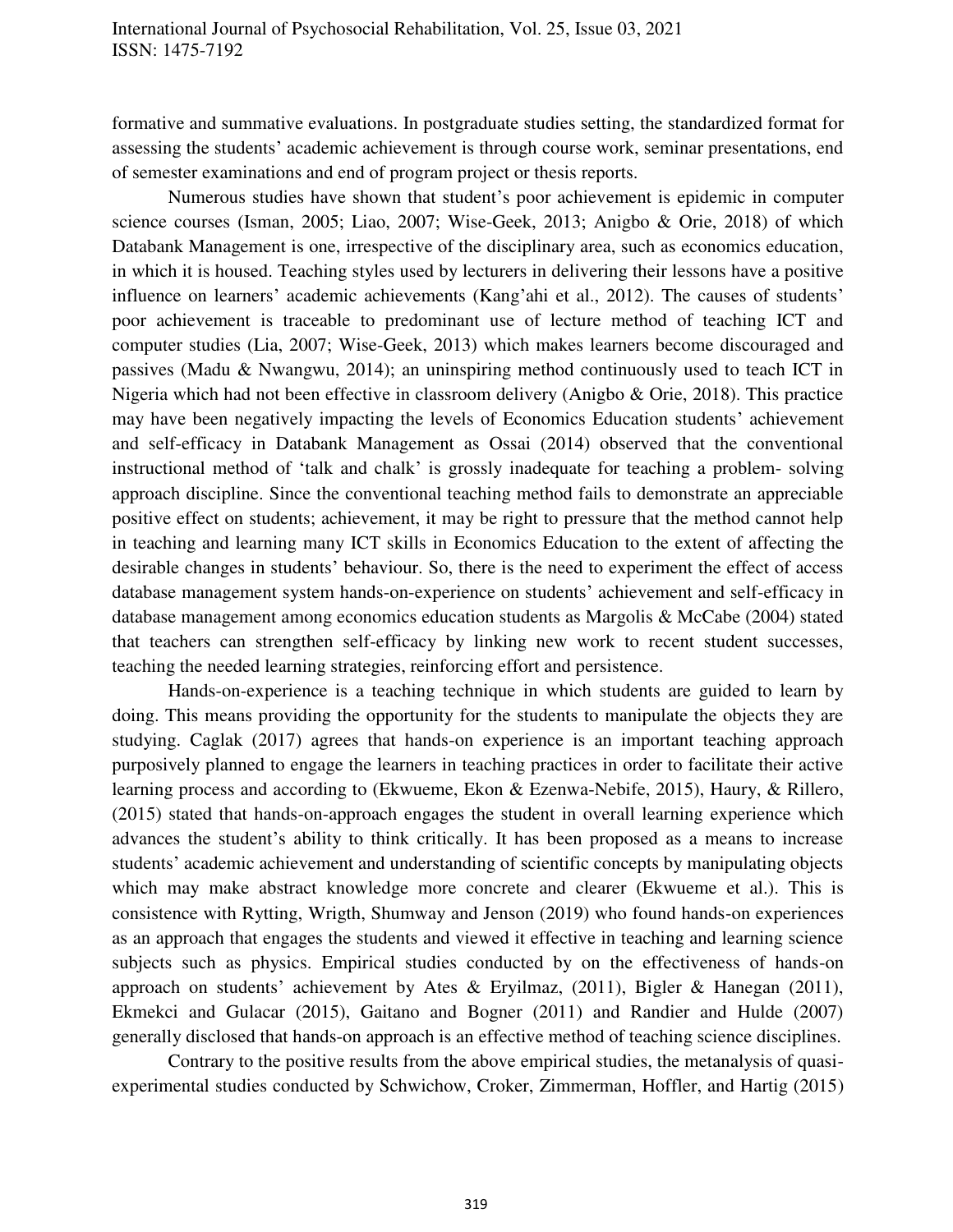formative and summative evaluations. In postgraduate studies setting, the standardized format for assessing the students' academic achievement is through course work, seminar presentations, end of semester examinations and end of program project or thesis reports.

Numerous studies have shown that student's poor achievement is epidemic in computer science courses (Isman, 2005; Liao, 2007; Wise-Geek, 2013; Anigbo & Orie, 2018) of which Databank Management is one, irrespective of the disciplinary area, such as economics education, in which it is housed. Teaching styles used by lecturers in delivering their lessons have a positive influence on learners' academic achievements (Kang'ahi et al., 2012). The causes of students' poor achievement is traceable to predominant use of lecture method of teaching ICT and computer studies (Lia, 2007; Wise-Geek, 2013) which makes learners become discouraged and passives (Madu & Nwangwu, 2014); an uninspiring method continuously used to teach ICT in Nigeria which had not been effective in classroom delivery (Anigbo & Orie, 2018). This practice may have been negatively impacting the levels of Economics Education students' achievement and self-efficacy in Databank Management as Ossai (2014) observed that the conventional instructional method of 'talk and chalk' is grossly inadequate for teaching a problem- solving approach discipline. Since the conventional teaching method fails to demonstrate an appreciable positive effect on students; achievement, it may be right to pressure that the method cannot help in teaching and learning many ICT skills in Economics Education to the extent of affecting the desirable changes in students' behaviour. So, there is the need to experiment the effect of access database management system hands-on-experience on students' achievement and self-efficacy in database management among economics education students as Margolis & McCabe (2004) stated that teachers can strengthen self-efficacy by linking new work to recent student successes, teaching the needed learning strategies, reinforcing effort and persistence.

Hands-on-experience is a teaching technique in which students are guided to learn by doing. This means providing the opportunity for the students to manipulate the objects they are studying. Caglak (2017) agrees that hands-on experience is an important teaching approach purposively planned to engage the learners in teaching practices in order to facilitate their active learning process and according to (Ekwueme, Ekon & Ezenwa-Nebife, 2015), Haury, & Rillero, (2015) stated that hands-on-approach engages the student in overall learning experience which advances the student's ability to think critically. It has been proposed as a means to increase students' academic achievement and understanding of scientific concepts by manipulating objects which may make abstract knowledge more concrete and clearer (Ekwueme et al.). This is consistence with Rytting, Wrigth, Shumway and Jenson (2019) who found hands-on experiences as an approach that engages the students and viewed it effective in teaching and learning science subjects such as physics. Empirical studies conducted by on the effectiveness of hands-on approach on students' achievement by Ates & Eryilmaz, (2011), Bigler & Hanegan (2011), Ekmekci and Gulacar (2015), Gaitano and Bogner (2011) and Randier and Hulde (2007) generally disclosed that hands-on approach is an effective method of teaching science disciplines.

Contrary to the positive results from the above empirical studies, the metanalysis of quasi-experimental studies conducted by Schwichow, Croker, Zimmerman, Hoffler, and Hartig (2015)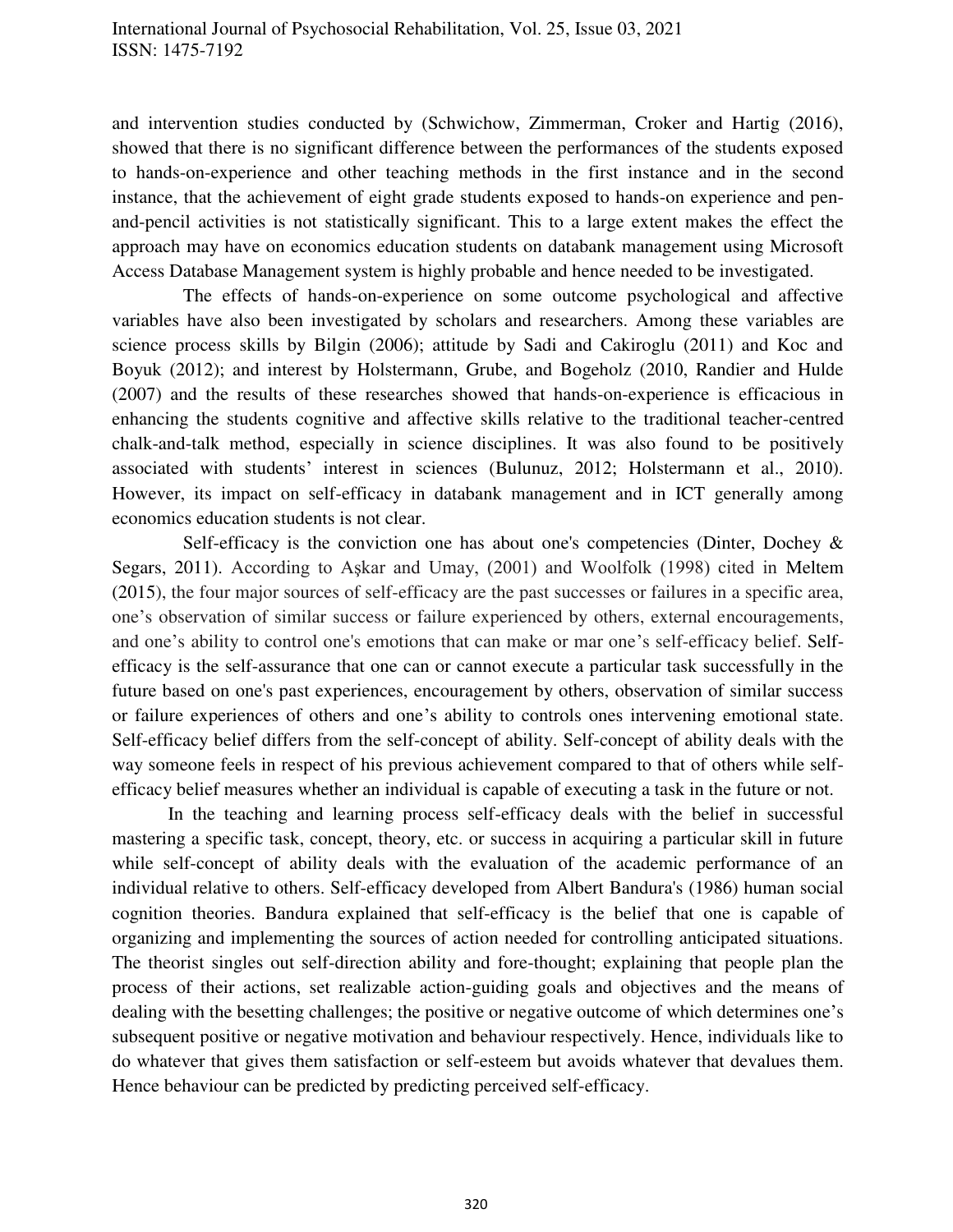and intervention studies conducted by (Schwichow, Zimmerman, Croker and Hartig (2016), showed that there is no significant difference between the performances of the students exposed to hands-on-experience and other teaching methods in the first instance and in the second instance, that the achievement of eight grade students exposed to hands-on experience and pen-and-pencil activities is not statistically significant. This to a large extent makes the effect the approach may have on economics education students on databank management using Microsoft Access Database Management system is highly probable and hence needed to be investigated.

The effects of hands-on-experience on some outcome psychological and affective variables have also been investigated by scholars and researchers. Among these variables are science process skills by Bilgin (2006); attitude by Sadi and Cakiroglu (2011) and Koc and Boyuk (2012); and interest by Holstermann, Grube, and Bogeholz (2010, Randier and Hulde (2007) and the results of these researches showed that hands-on-experience is efficacious in enhancing the students cognitive and affective skills relative to the traditional teacher-centred chalk-and-talk method, especially in science disciplines. It was also found to be positively associated with students' interest in sciences (Bulunuz, 2012; Holstermann et al., 2010). However, its impact on self-efficacy in databank management and in ICT generally among economics education students is not clear.

Self-efficacy is the conviction one has about one's competencies (Dinter, Dochey & Segars, 2011). According to Aşkar and Umay, (2001) and Woolfolk (1998) cited in Meltem (2015), the four major sources of self-efficacy are the past successes or failures in a specific area, one's observation of similar success or failure experienced by others, external encouragements, and one's ability to control one's emotions that can make or mar one's self-efficacy belief. Self-efficacy is the self-assurance that one can or cannot execute a particular task successfully in the future based on one's past experiences, encouragement by others, observation of similar success or failure experiences of others and one's ability to controls ones intervening emotional state. Self-efficacy belief differs from the self-concept of ability. Self-concept of ability deals with the way someone feels in respect of his previous achievement compared to that of others while self-efficacy belief measures whether an individual is capable of executing a task in the future or not.

In the teaching and learning process self-efficacy deals with the belief in successful mastering a specific task, concept, theory, etc. or success in acquiring a particular skill in future while self-concept of ability deals with the evaluation of the academic performance of an individual relative to others. Self-efficacy developed from Albert Bandura's (1986) human social cognition theories. Bandura explained that self-efficacy is the belief that one is capable of organizing and implementing the sources of action needed for controlling anticipated situations. The theorist singles out self-direction ability and fore-thought; explaining that people plan the process of their actions, set realizable action-guiding goals and objectives and the means of dealing with the besetting challenges; the positive or negative outcome of which determines one's subsequent positive or negative motivation and behaviour respectively. Hence, individuals like to do whatever that gives them satisfaction or self-esteem but avoids whatever that devalues them. Hence behaviour can be predicted by predicting perceived self-efficacy.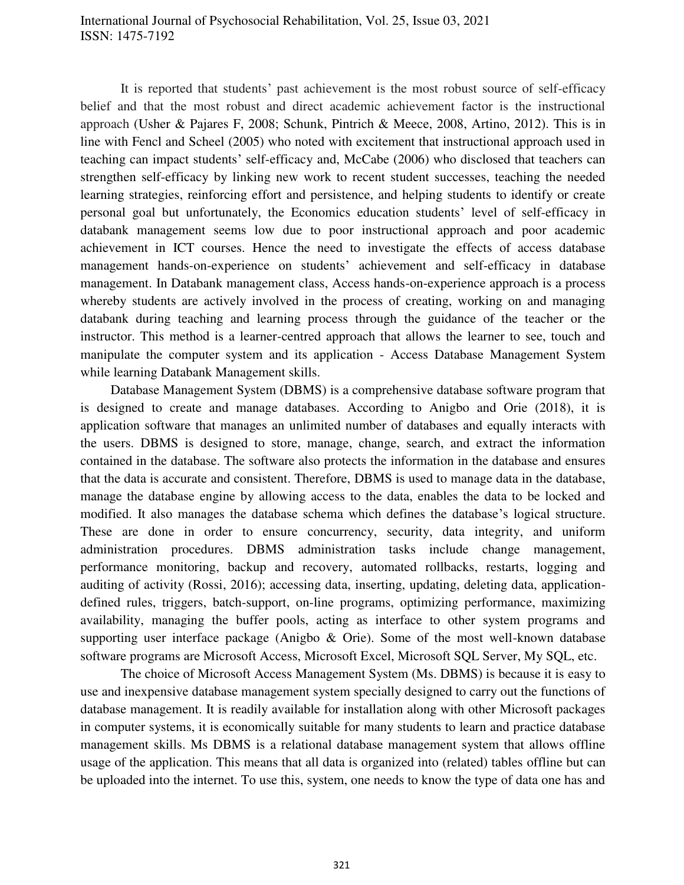It is reported that students' past achievement is the most robust source of self-efficacy belief and that the most robust and direct academic achievement factor is the instructional approach (Usher & Pajares F, 2008; Schunk, Pintrich & Meece, 2008, Artino, 2012). This is in line with Fencl and Scheel (2005) who noted with excitement that instructional approach used in teaching can impact students' self-efficacy and, McCabe (2006) who disclosed that teachers can strengthen self-efficacy by linking new work to recent student successes, teaching the needed learning strategies, reinforcing effort and persistence, and helping students to identify or create personal goal but unfortunately, the Economics education students' level of self-efficacy in databank management seems low due to poor instructional approach and poor academic achievement in ICT courses. Hence the need to investigate the effects of access database management hands-on-experience on students' achievement and self-efficacy in database management. In Databank management class, Access hands-on-experience approach is a process whereby students are actively involved in the process of creating, working on and managing databank during teaching and learning process through the guidance of the teacher or the instructor. This method is a learner-centred approach that allows the learner to see, touch and manipulate the computer system and its application - Access Database Management System while learning Databank Management skills.

Database Management System (DBMS) is a comprehensive database software program that is designed to create and manage databases. According to Anigbo and Orie (2018), it is application software that manages an unlimited number of databases and equally interacts with the users. DBMS is designed to store, manage, change, search, and extract the information contained in the database. The software also protects the information in the database and ensures that the data is accurate and consistent. Therefore, DBMS is used to manage data in the database, manage the database engine by allowing access to the data, enables the data to be locked and modified. It also manages the database schema which defines the database's logical structure. These are done in order to ensure concurrency, security, data integrity, and uniform administration procedures. DBMS administration tasks include change management, performance monitoring, backup and recovery, automated rollbacks, restarts, logging and auditing of activity (Rossi, 2016); accessing data, inserting, updating, deleting data, application-defined rules, triggers, batch-support, on-line programs, optimizing performance, maximizing availability, managing the buffer pools, acting as interface to other system programs and supporting user interface package (Anigbo & Orie). Some of the most well-known database software programs are Microsoft Access, Microsoft Excel, Microsoft SQL Server, My SQL, etc.

The choice of Microsoft Access Management System (Ms. DBMS) is because it is easy to use and inexpensive database management system specially designed to carry out the functions of database management. It is readily available for installation along with other Microsoft packages in computer systems, it is economically suitable for many students to learn and practice database management skills. Ms DBMS is a relational database management system that allows offline usage of the application. This means that all data is organized into (related) tables offline but can be uploaded into the internet. To use this, system, one needs to know the type of data one has and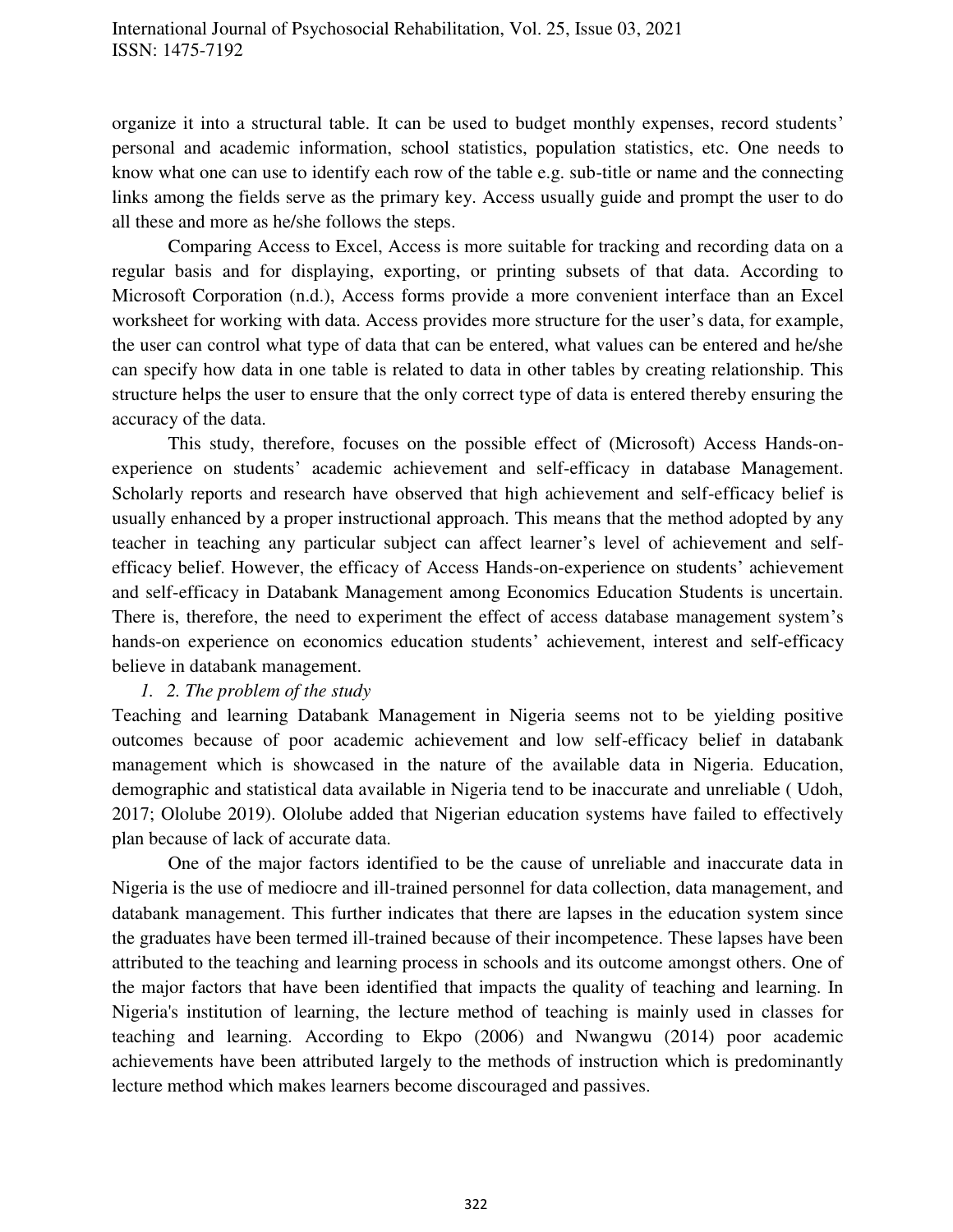organize it into a structural table. It can be used to budget monthly expenses, record students' personal and academic information, school statistics, population statistics, etc. One needs to know what one can use to identify each row of the table e.g. sub-title or name and the connecting links among the fields serve as the primary key. Access usually guide and prompt the user to do all these and more as he/she follows the steps.

Comparing Access to Excel, Access is more suitable for tracking and recording data on a regular basis and for displaying, exporting, or printing subsets of that data. According to Microsoft Corporation (n.d.), Access forms provide a more convenient interface than an Excel worksheet for working with data. Access provides more structure for the user's data, for example, the user can control what type of data that can be entered, what values can be entered and he/she can specify how data in one table is related to data in other tables by creating relationship. This structure helps the user to ensure that the only correct type of data is entered thereby ensuring the accuracy of the data.

This study, therefore, focuses on the possible effect of (Microsoft) Access Hands-on-experience on students' academic achievement and self-efficacy in database Management. Scholarly reports and research have observed that high achievement and self-efficacy belief is usually enhanced by a proper instructional approach. This means that the method adopted by any teacher in teaching any particular subject can affect learner's level of achievement and self-efficacy belief. However, the efficacy of Access Hands-on-experience on students' achievement and self-efficacy in Databank Management among Economics Education Students is uncertain. There is, therefore, the need to experiment the effect of access database management system's hands-on experience on economics education students' achievement, interest and self-efficacy believe in databank management.

### *1. 2. The problem of the study*

Teaching and learning Databank Management in Nigeria seems not to be yielding positive outcomes because of poor academic achievement and low self-efficacy belief in databank management which is showcased in the nature of the available data in Nigeria. Education, demographic and statistical data available in Nigeria tend to be inaccurate and unreliable ( Udoh, 2017; Ololube 2019). Ololube added that Nigerian education systems have failed to effectively plan because of lack of accurate data.

One of the major factors identified to be the cause of unreliable and inaccurate data in Nigeria is the use of mediocre and ill-trained personnel for data collection, data management, and databank management. This further indicates that there are lapses in the education system since the graduates have been termed ill-trained because of their incompetence. These lapses have been attributed to the teaching and learning process in schools and its outcome amongst others. One of the major factors that have been identified that impacts the quality of teaching and learning. In Nigeria's institution of learning, the lecture method of teaching is mainly used in classes for teaching and learning. According to Ekpo (2006) and Nwangwu (2014) poor academic achievements have been attributed largely to the methods of instruction which is predominantly lecture method which makes learners become discouraged and passives.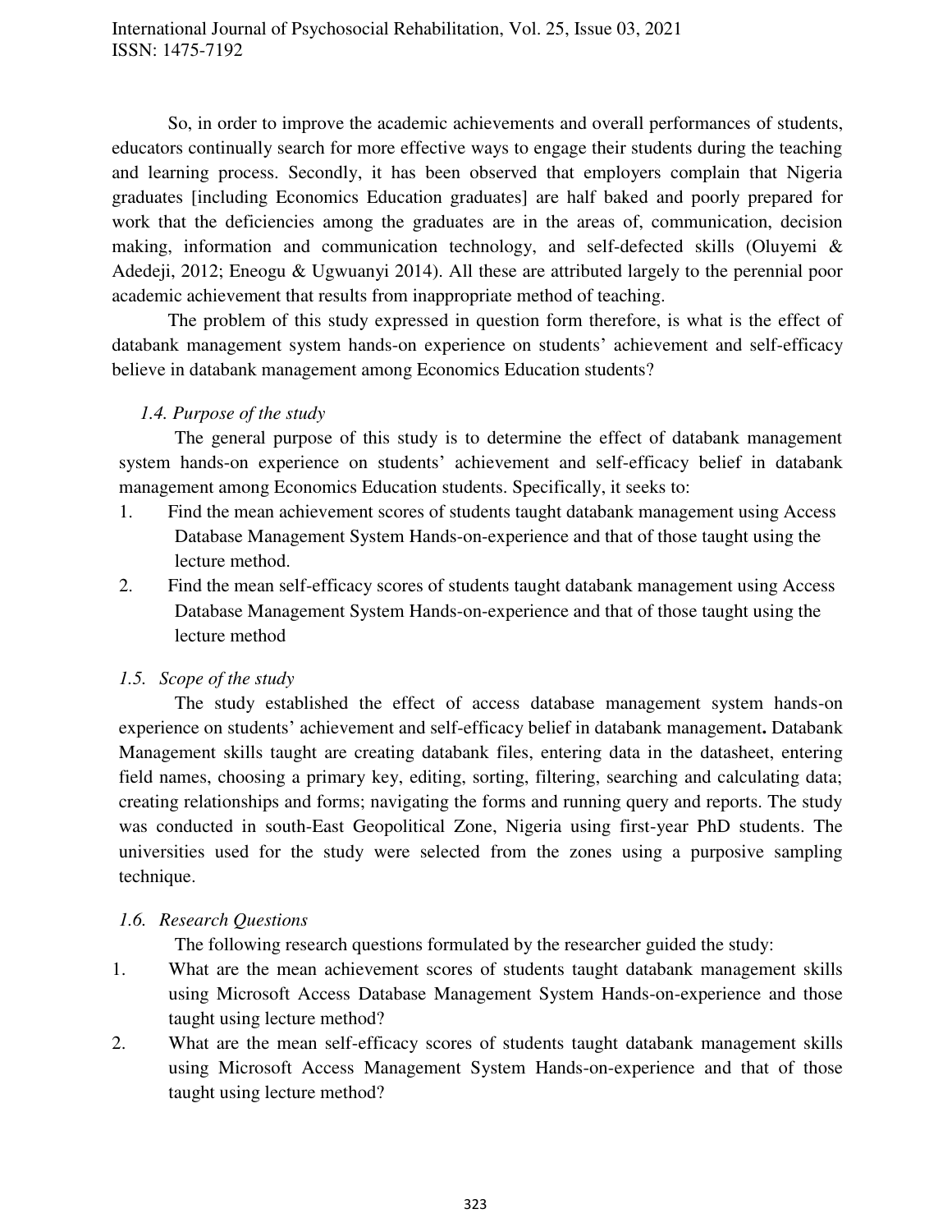So, in order to improve the academic achievements and overall performances of students, educators continually search for more effective ways to engage their students during the teaching and learning process. Secondly, it has been observed that employers complain that Nigeria graduates [including Economics Education graduates] are half baked and poorly prepared for work that the deficiencies among the graduates are in the areas of, communication, decision making, information and communication technology, and self-defected skills (Oluyemi & Adedeji, 2012; Eneogu & Ugwuanyi 2014). All these are attributed largely to the perennial poor academic achievement that results from inappropriate method of teaching.

The problem of this study expressed in question form therefore, is what is the effect of databank management system hands-on experience on students' achievement and self-efficacy believe in databank management among Economics Education students?

### *1.4. Purpose of the study*

The general purpose of this study is to determine the effect of databank management system hands-on experience on students' achievement and self-efficacy belief in databank management among Economics Education students. Specifically, it seeks to:

1. Find the mean achievement scores of students taught databank management using Access Database Management System Hands-on-experience and that of those taught using the lecture method.
2. Find the mean self-efficacy scores of students taught databank management using Access Database Management System Hands-on-experience and that of those taught using the lecture method

### *1.5. Scope of the study*

The study established the effect of access database management system hands-on experience on students' achievement and self-efficacy belief in databank management**.** Databank Management skills taught are creating databank files, entering data in the datasheet, entering field names, choosing a primary key, editing, sorting, filtering, searching and calculating data; creating relationships and forms; navigating the forms and running query and reports. The study was conducted in south-East Geopolitical Zone, Nigeria using first-year PhD students. The universities used for the study were selected from the zones using a purposive sampling technique.

### *1.6. Research Questions*

The following research questions formulated by the researcher guided the study:

1. What are the mean achievement scores of students taught databank management skills using Microsoft Access Database Management System Hands-on-experience and those taught using lecture method?
2. What are the mean self-efficacy scores of students taught databank management skills using Microsoft Access Management System Hands-on-experience and that of those taught using lecture method?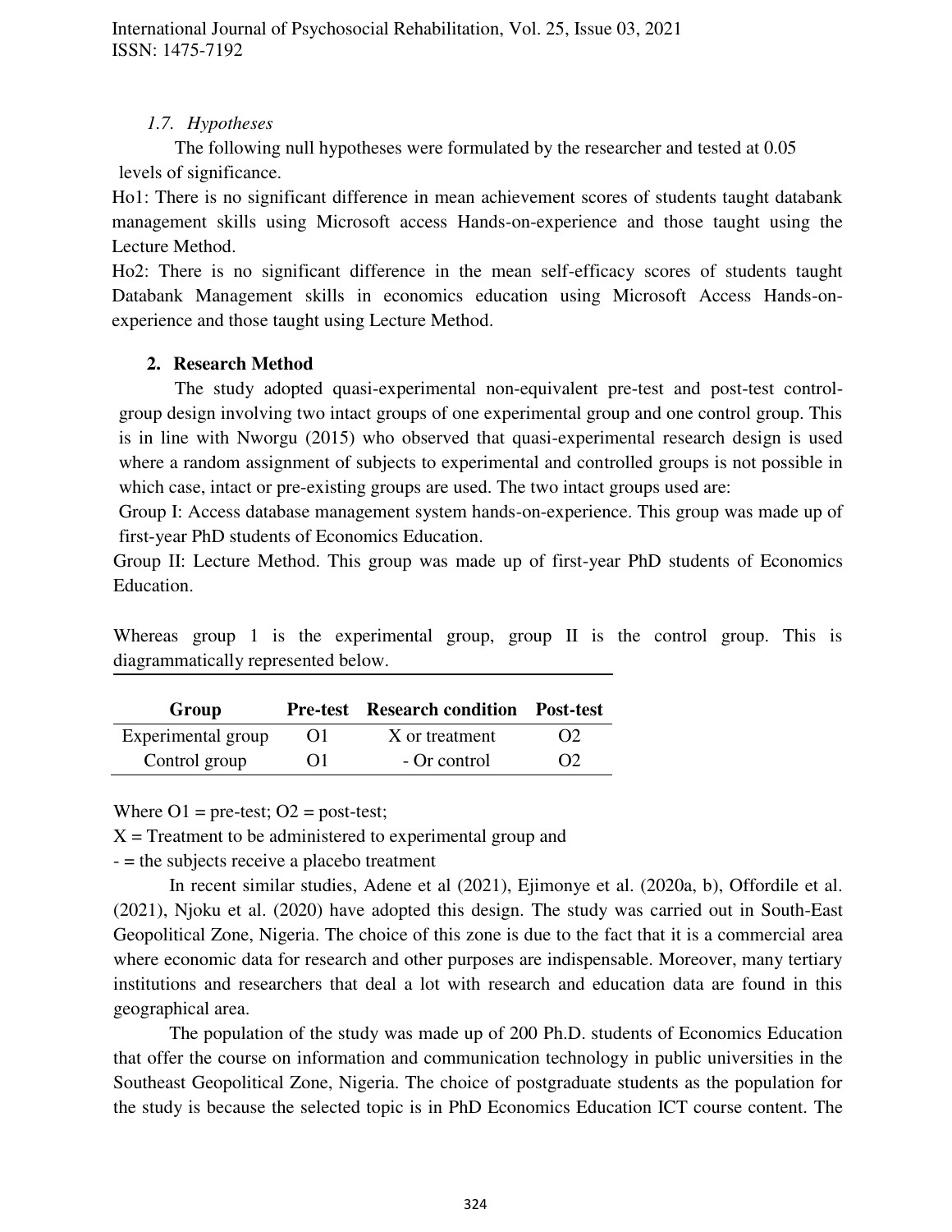### *1.7. Hypotheses*

The following null hypotheses were formulated by the researcher and tested at 0.05 levels of significance.

Ho1: There is no significant difference in mean achievement scores of students taught databank management skills using Microsoft access Hands-on-experience and those taught using the Lecture Method.

Ho2: There is no significant difference in the mean self-efficacy scores of students taught Databank Management skills in economics education using Microsoft Access Hands-on-experience and those taught using Lecture Method.

## 2. Research Method

The study adopted quasi-experimental non-equivalent pre-test and post-test control-group design involving two intact groups of one experimental group and one control group. This is in line with Nworgu (2015) who observed that quasi-experimental research design is used where a random assignment of subjects to experimental and controlled groups is not possible in which case, intact or pre-existing groups are used. The two intact groups used are:

Group I: Access database management system hands-on-experience. This group was made up of first-year PhD students of Economics Education.

Group II: Lecture Method. This group was made up of first-year PhD students of Economics Education.

Whereas group 1 is the experimental group, group II is the control group. This is diagrammatically represented below.

| Group | Pre-test | Research condition | Post-test |
|---|---|---|---|
| Experimental group | O1 | X or treatment | O2 |
| Control group | O1 | - Or control | O2 |

Where O1 = pre-test; O2 = post-test;

X = Treatment to be administered to experimental group and

- = the subjects receive a placebo treatment

In recent similar studies, Adene et al (2021), Ejimonye et al. (2020a, b), Offordile et al. (2021), Njoku et al. (2020) have adopted this design. The study was carried out in South-East Geopolitical Zone, Nigeria. The choice of this zone is due to the fact that it is a commercial area where economic data for research and other purposes are indispensable. Moreover, many tertiary institutions and researchers that deal a lot with research and education data are found in this geographical area.

The population of the study was made up of 200 Ph.D. students of Economics Education that offer the course on information and communication technology in public universities in the Southeast Geopolitical Zone, Nigeria. The choice of postgraduate students as the population for the study is because the selected topic is in PhD Economics Education ICT course content. The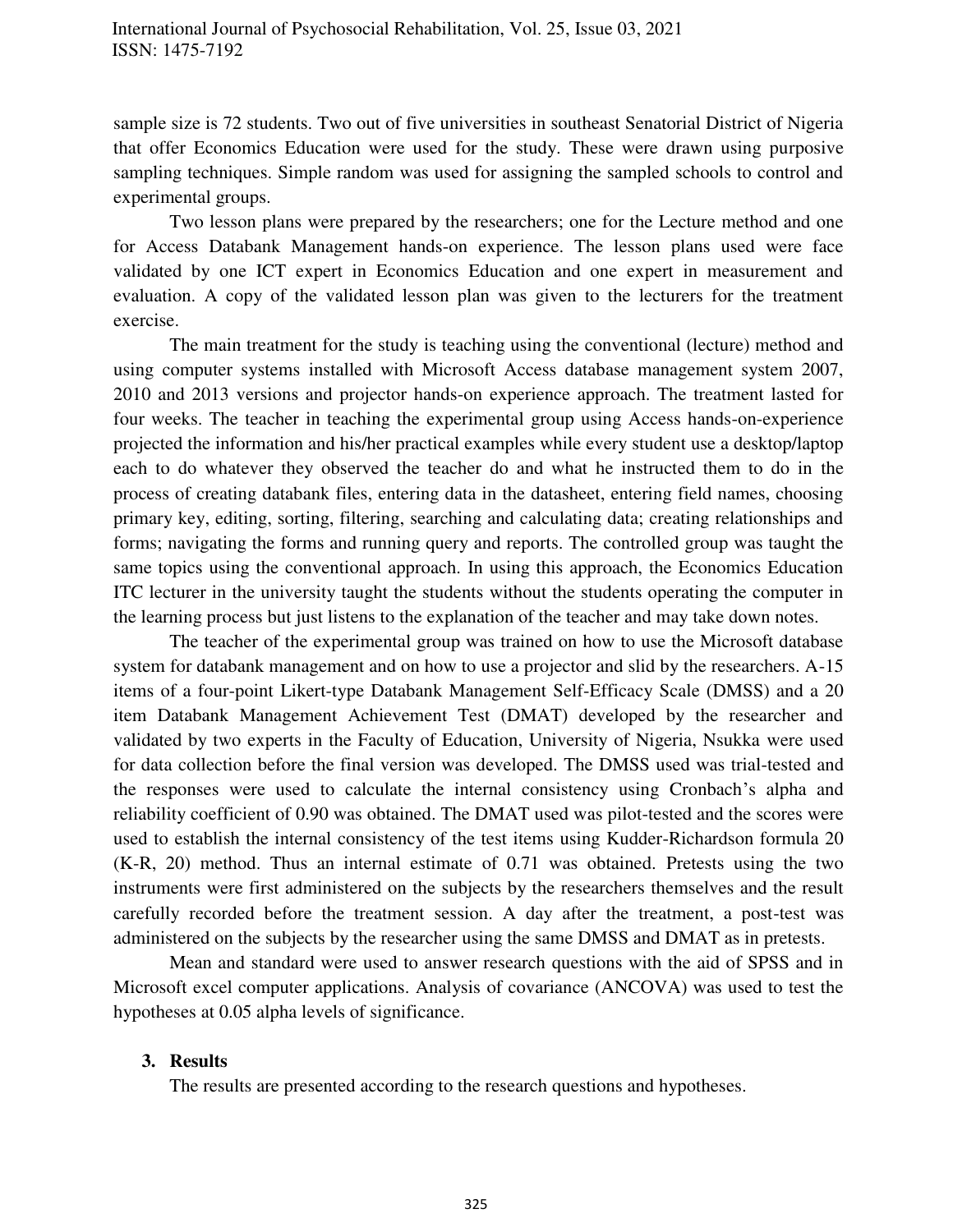sample size is 72 students. Two out of five universities in southeast Senatorial District of Nigeria that offer Economics Education were used for the study. These were drawn using purposive sampling techniques. Simple random was used for assigning the sampled schools to control and experimental groups.

Two lesson plans were prepared by the researchers; one for the Lecture method and one for Access Databank Management hands-on experience. The lesson plans used were face validated by one ICT expert in Economics Education and one expert in measurement and evaluation. A copy of the validated lesson plan was given to the lecturers for the treatment exercise.

The main treatment for the study is teaching using the conventional (lecture) method and using computer systems installed with Microsoft Access database management system 2007, 2010 and 2013 versions and projector hands-on experience approach. The treatment lasted for four weeks. The teacher in teaching the experimental group using Access hands-on-experience projected the information and his/her practical examples while every student use a desktop/laptop each to do whatever they observed the teacher do and what he instructed them to do in the process of creating databank files, entering data in the datasheet, entering field names, choosing primary key, editing, sorting, filtering, searching and calculating data; creating relationships and forms; navigating the forms and running query and reports. The controlled group was taught the same topics using the conventional approach. In using this approach, the Economics Education ITC lecturer in the university taught the students without the students operating the computer in the learning process but just listens to the explanation of the teacher and may take down notes.

The teacher of the experimental group was trained on how to use the Microsoft database system for databank management and on how to use a projector and slid by the researchers. A-15 items of a four-point Likert-type Databank Management Self-Efficacy Scale (DMSS) and a 20 item Databank Management Achievement Test (DMAT) developed by the researcher and validated by two experts in the Faculty of Education, University of Nigeria, Nsukka were used for data collection before the final version was developed. The DMSS used was trial-tested and the responses were used to calculate the internal consistency using Cronbach's alpha and reliability coefficient of 0.90 was obtained. The DMAT used was pilot-tested and the scores were used to establish the internal consistency of the test items using Kudder-Richardson formula 20 (K-R, 20) method. Thus an internal estimate of 0.71 was obtained. Pretests using the two instruments were first administered on the subjects by the researchers themselves and the result carefully recorded before the treatment session. A day after the treatment, a post-test was administered on the subjects by the researcher using the same DMSS and DMAT as in pretests.

Mean and standard were used to answer research questions with the aid of SPSS and in Microsoft excel computer applications. Analysis of covariance (ANCOVA) was used to test the hypotheses at 0.05 alpha levels of significance.

## 3. Results

The results are presented according to the research questions and hypotheses.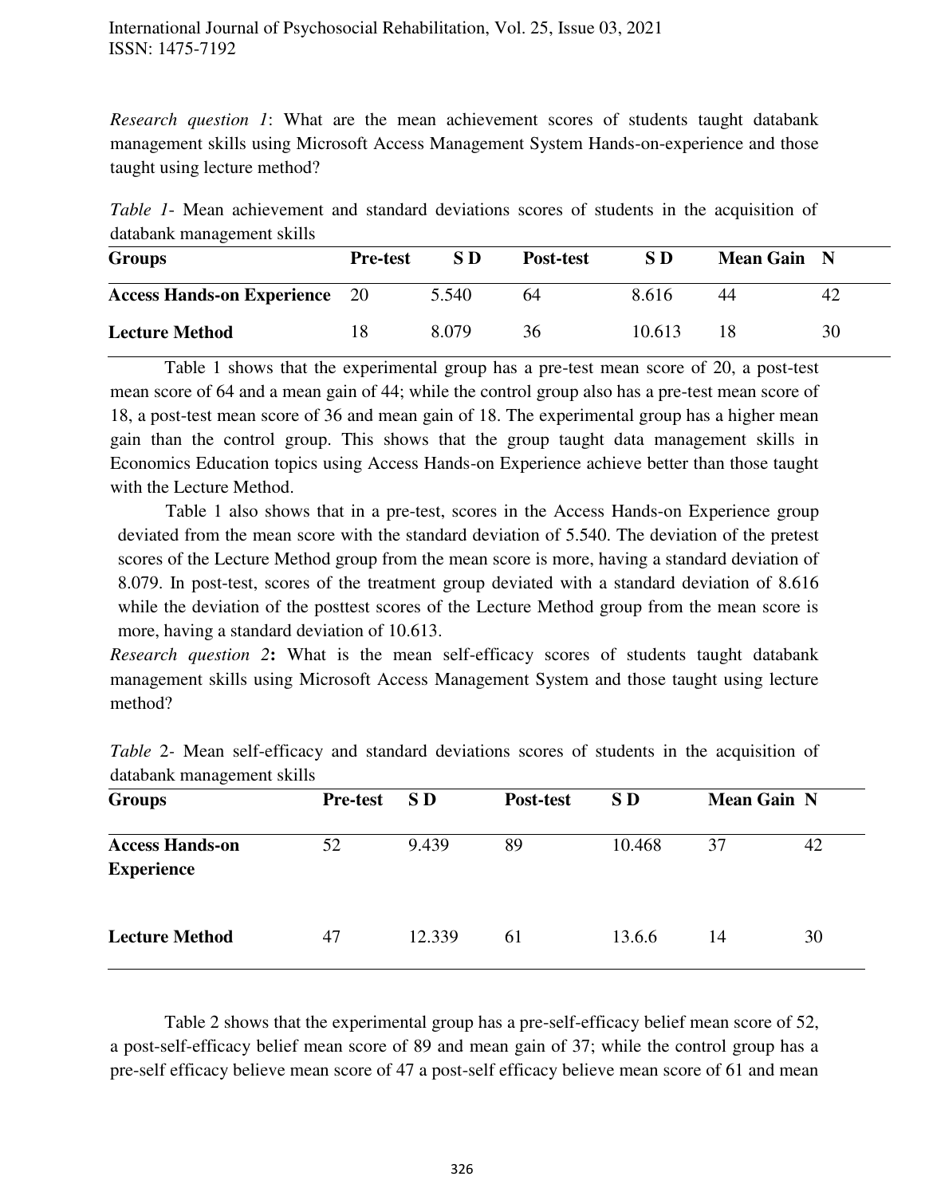*Research question 1*: What are the mean achievement scores of students taught databank management skills using Microsoft Access Management System Hands-on-experience and those taught using lecture method?

*Table 1*- Mean achievement and standard deviations scores of students in the acquisition of databank management skills

| Groups | Pre-test | S D | Post-test | S D | Mean Gain | N |
|---|---|---|---|---|---|---|
| **Access Hands-on Experience** | 20 | 5.540 | 64 | 8.616 | 44 | 42 |
| **Lecture Method** | 18 | 8.079 | 36 | 10.613 | 18 | 30 |

Table 1 shows that the experimental group has a pre-test mean score of 20, a post-test mean score of 64 and a mean gain of 44; while the control group also has a pre-test mean score of 18, a post-test mean score of 36 and mean gain of 18. The experimental group has a higher mean gain than the control group. This shows that the group taught data management skills in Economics Education topics using Access Hands-on Experience achieve better than those taught with the Lecture Method.

Table 1 also shows that in a pre-test, scores in the Access Hands-on Experience group deviated from the mean score with the standard deviation of 5.540. The deviation of the pretest scores of the Lecture Method group from the mean score is more, having a standard deviation of 8.079. In post-test, scores of the treatment group deviated with a standard deviation of 8.616 while the deviation of the posttest scores of the Lecture Method group from the mean score is more, having a standard deviation of 10.613.

*Research question 2*: What is the mean self-efficacy scores of students taught databank management skills using Microsoft Access Management System and those taught using lecture method?

*Table* 2- Mean self-efficacy and standard deviations scores of students in the acquisition of databank management skills

| Groups | Pre-test | S D | Post-test | S D | Mean Gain | N |
|---|---|---|---|---|---|---|
| **Access Hands-on Experience** | 52 | 9.439 | 89 | 10.468 | 37 | 42 |
| **Lecture Method** | 47 | 12.339 | 61 | 13.6.6 | 14 | 30 |

Table 2 shows that the experimental group has a pre-self-efficacy belief mean score of 52, a post-self-efficacy belief mean score of 89 and mean gain of 37; while the control group has a pre-self efficacy believe mean score of 47 a post-self efficacy believe mean score of 61 and mean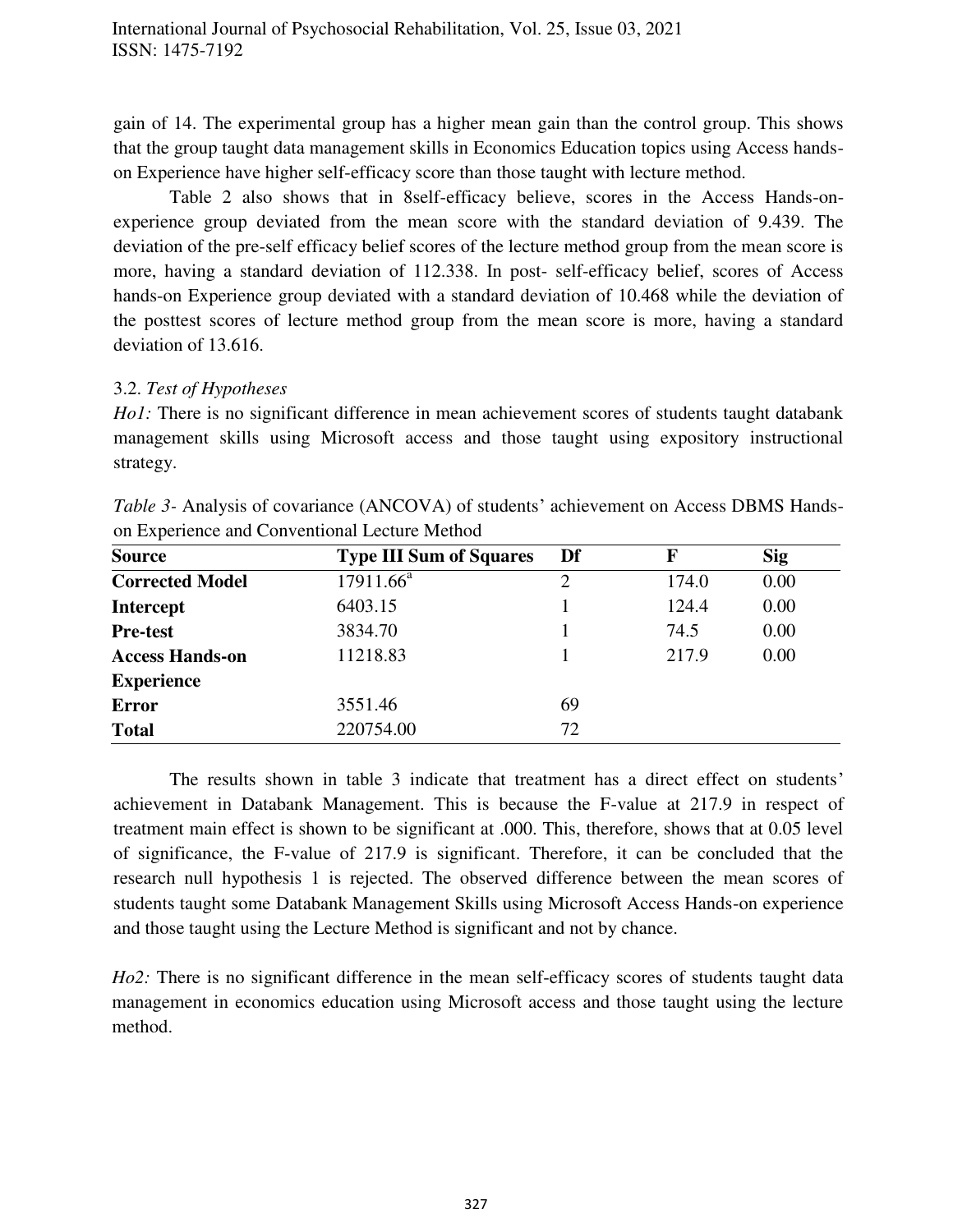gain of 14. The experimental group has a higher mean gain than the control group. This shows that the group taught data management skills in Economics Education topics using Access hands-on Experience have higher self-efficacy score than those taught with lecture method.

Table 2 also shows that in 8self-efficacy believe, scores in the Access Hands-on-experience group deviated from the mean score with the standard deviation of 9.439. The deviation of the pre-self efficacy belief scores of the lecture method group from the mean score is more, having a standard deviation of 112.338. In post- self-efficacy belief, scores of Access hands-on Experience group deviated with a standard deviation of 10.468 while the deviation of the posttest scores of lecture method group from the mean score is more, having a standard deviation of 13.616.

3.2. *Test of Hypotheses*

*Ho1:* There is no significant difference in mean achievement scores of students taught databank management skills using Microsoft access and those taught using expository instructional strategy.

*Table 3-* Analysis of covariance (ANCOVA) of students' achievement on Access DBMS Hands-on Experience and Conventional Lecture Method

| Source | Type III Sum of Squares | Df | F | Sig |
|---|---|---|---|---|
| **Corrected Model** | 17911.66[a] | 2 | 174.0 | 0.00 |
| **Intercept** | 6403.15 | 1 | 124.4 | 0.00 |
| **Pre-test** | 3834.70 | 1 | 74.5 | 0.00 |
| **Access Hands-on Experience** | 11218.83 | 1 | 217.9 | 0.00 |
| **Error** | 3551.46 | 69 | | |
| **Total** | 220754.00 | 72 | | |

The results shown in table 3 indicate that treatment has a direct effect on students' achievement in Databank Management. This is because the F-value at 217.9 in respect of treatment main effect is shown to be significant at .000. This, therefore, shows that at 0.05 level of significance, the F-value of 217.9 is significant. Therefore, it can be concluded that the research null hypothesis 1 is rejected. The observed difference between the mean scores of students taught some Databank Management Skills using Microsoft Access Hands-on experience and those taught using the Lecture Method is significant and not by chance.

*Ho2:* There is no significant difference in the mean self-efficacy scores of students taught data management in economics education using Microsoft access and those taught using the lecture method.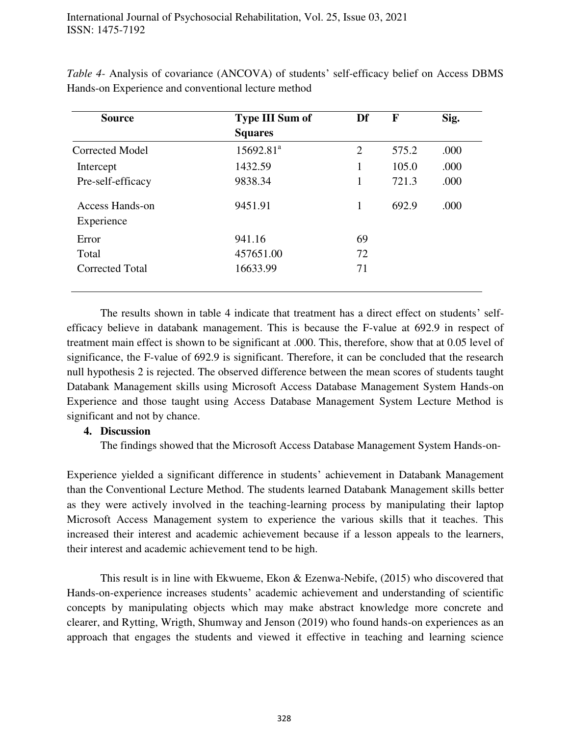*Table 4-* Analysis of covariance (ANCOVA) of students' self-efficacy belief on Access DBMS Hands-on Experience and conventional lecture method

| Source | Type III Sum of Squares | Df | F | Sig. |
|---|---|---|---|---|
| Corrected Model | 15692.81[a] | 2 | 575.2 | .000 |
| Intercept | 1432.59 | 1 | 105.0 | .000 |
| Pre-self-efficacy | 9838.34 | 1 | 721.3 | .000 |
| Access Hands-on Experience | 9451.91 | 1 | 692.9 | .000 |
| Error | 941.16 | 69 | | |
| Total | 457651.00 | 72 | | |
| Corrected Total | 16633.99 | 71 | | |

The results shown in table 4 indicate that treatment has a direct effect on students' self-efficacy believe in databank management. This is because the F-value at 692.9 in respect of treatment main effect is shown to be significant at .000. This, therefore, show that at 0.05 level of significance, the F-value of 692.9 is significant. Therefore, it can be concluded that the research null hypothesis 2 is rejected. The observed difference between the mean scores of students taught Databank Management skills using Microsoft Access Database Management System Hands-on Experience and those taught using Access Database Management System Lecture Method is significant and not by chance.

## 4. Discussion

The findings showed that the Microsoft Access Database Management System Hands-on-Experience yielded a significant difference in students' achievement in Databank Management than the Conventional Lecture Method. The students learned Databank Management skills better as they were actively involved in the teaching-learning process by manipulating their laptop Microsoft Access Management system to experience the various skills that it teaches. This increased their interest and academic achievement because if a lesson appeals to the learners, their interest and academic achievement tend to be high.

This result is in line with Ekwueme, Ekon & Ezenwa-Nebife, (2015) who discovered that Hands-on-experience increases students' academic achievement and understanding of scientific concepts by manipulating objects which may make abstract knowledge more concrete and clearer, and Rytting, Wrigth, Shumway and Jenson (2019) who found hands-on experiences as an approach that engages the students and viewed it effective in teaching and learning science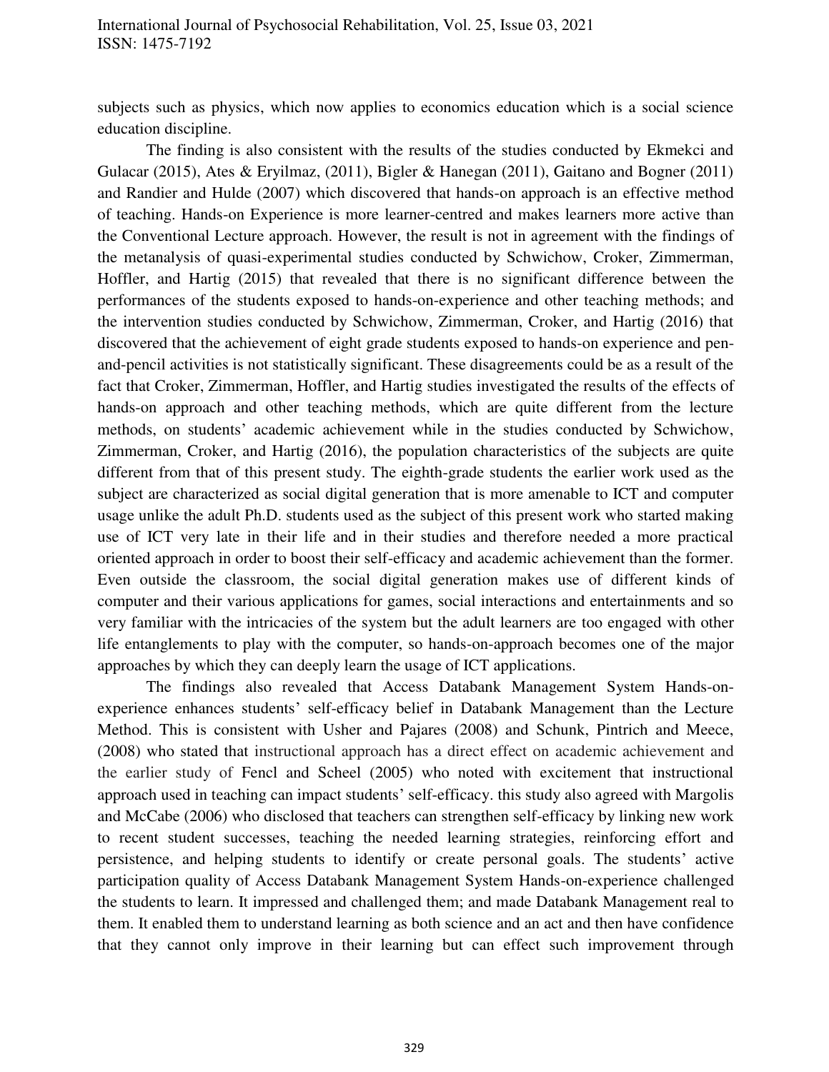subjects such as physics, which now applies to economics education which is a social science education discipline.

The finding is also consistent with the results of the studies conducted by Ekmekci and Gulacar (2015), Ates & Eryilmaz, (2011), Bigler & Hanegan (2011), Gaitano and Bogner (2011) and Randier and Hulde (2007) which discovered that hands-on approach is an effective method of teaching. Hands-on Experience is more learner-centred and makes learners more active than the Conventional Lecture approach. However, the result is not in agreement with the findings of the metanalysis of quasi-experimental studies conducted by Schwichow, Croker, Zimmerman, Hoffler, and Hartig (2015) that revealed that there is no significant difference between the performances of the students exposed to hands-on-experience and other teaching methods; and the intervention studies conducted by Schwichow, Zimmerman, Croker, and Hartig (2016) that discovered that the achievement of eight grade students exposed to hands-on experience and pen-and-pencil activities is not statistically significant. These disagreements could be as a result of the fact that Croker, Zimmerman, Hoffler, and Hartig studies investigated the results of the effects of hands-on approach and other teaching methods, which are quite different from the lecture methods, on students' academic achievement while in the studies conducted by Schwichow, Zimmerman, Croker, and Hartig (2016), the population characteristics of the subjects are quite different from that of this present study. The eighth-grade students the earlier work used as the subject are characterized as social digital generation that is more amenable to ICT and computer usage unlike the adult Ph.D. students used as the subject of this present work who started making use of ICT very late in their life and in their studies and therefore needed a more practical oriented approach in order to boost their self-efficacy and academic achievement than the former. Even outside the classroom, the social digital generation makes use of different kinds of computer and their various applications for games, social interactions and entertainments and so very familiar with the intricacies of the system but the adult learners are too engaged with other life entanglements to play with the computer, so hands-on-approach becomes one of the major approaches by which they can deeply learn the usage of ICT applications.

The findings also revealed that Access Databank Management System Hands-on-experience enhances students' self-efficacy belief in Databank Management than the Lecture Method. This is consistent with Usher and Pajares (2008) and Schunk, Pintrich and Meece, (2008) who stated that instructional approach has a direct effect on academic achievement and the earlier study of Fencl and Scheel (2005) who noted with excitement that instructional approach used in teaching can impact students' self-efficacy. this study also agreed with Margolis and McCabe (2006) who disclosed that teachers can strengthen self-efficacy by linking new work to recent student successes, teaching the needed learning strategies, reinforcing effort and persistence, and helping students to identify or create personal goals. The students' active participation quality of Access Databank Management System Hands-on-experience challenged the students to learn. It impressed and challenged them; and made Databank Management real to them. It enabled them to understand learning as both science and an act and then have confidence that they cannot only improve in their learning but can effect such improvement through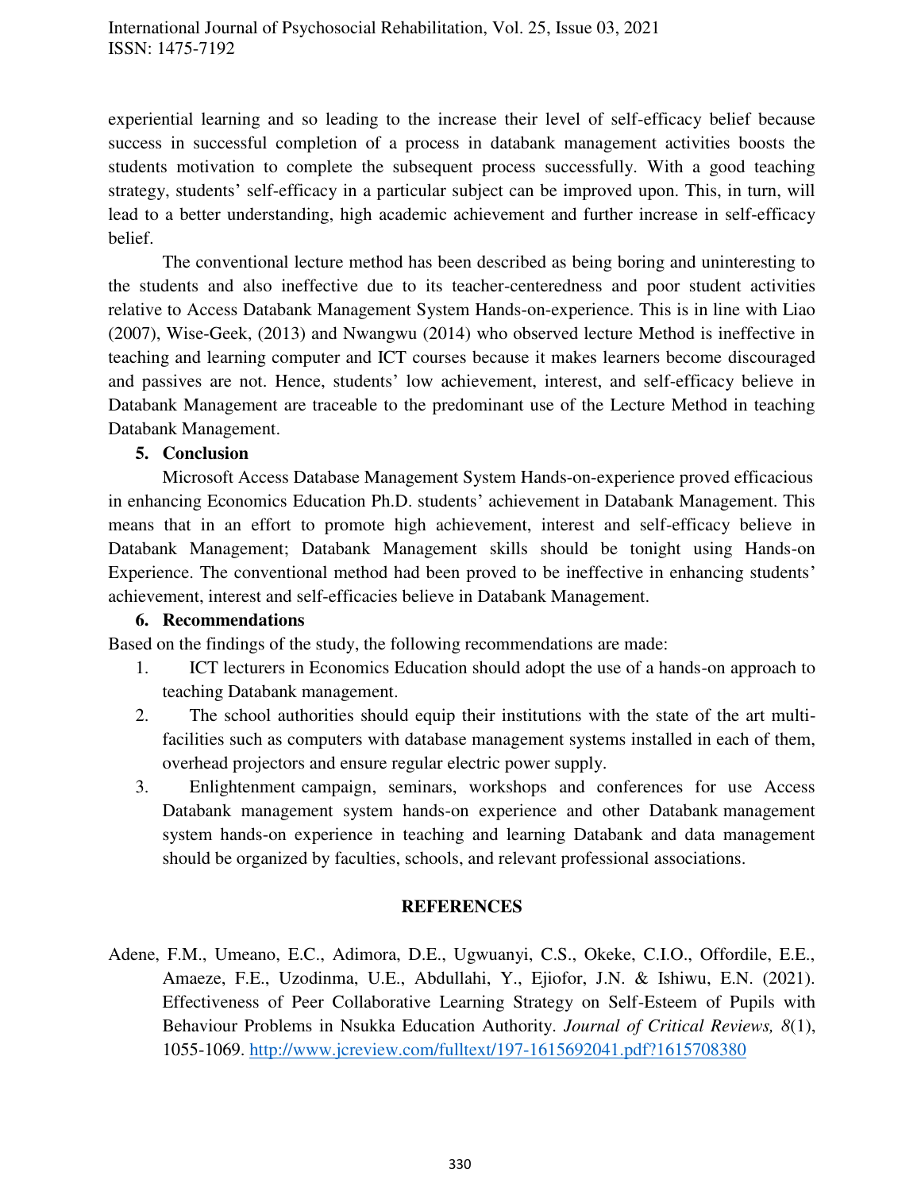experiential learning and so leading to the increase their level of self-efficacy belief because success in successful completion of a process in databank management activities boosts the students motivation to complete the subsequent process successfully. With a good teaching strategy, students' self-efficacy in a particular subject can be improved upon. This, in turn, will lead to a better understanding, high academic achievement and further increase in self-efficacy belief.

The conventional lecture method has been described as being boring and uninteresting to the students and also ineffective due to its teacher-centeredness and poor student activities relative to Access Databank Management System Hands-on-experience. This is in line with Liao (2007), Wise-Geek, (2013) and Nwangwu (2014) who observed lecture Method is ineffective in teaching and learning computer and ICT courses because it makes learners become discouraged and passives are not. Hence, students' low achievement, interest, and self-efficacy believe in Databank Management are traceable to the predominant use of the Lecture Method in teaching Databank Management.

## 5. Conclusion

Microsoft Access Database Management System Hands-on-experience proved efficacious in enhancing Economics Education Ph.D. students' achievement in Databank Management. This means that in an effort to promote high achievement, interest and self-efficacy believe in Databank Management; Databank Management skills should be tonight using Hands-on Experience. The conventional method had been proved to be ineffective in enhancing students' achievement, interest and self-efficacies believe in Databank Management.

## 6. Recommendations

Based on the findings of the study, the following recommendations are made:

1. ICT lecturers in Economics Education should adopt the use of a hands-on approach to teaching Databank management.
2. The school authorities should equip their institutions with the state of the art multi-facilities such as computers with database management systems installed in each of them, overhead projectors and ensure regular electric power supply.
3. Enlightenment campaign, seminars, workshops and conferences for use Access Databank management system hands-on experience and other Databank management system hands-on experience in teaching and learning Databank and data management should be organized by faculties, schools, and relevant professional associations.

## REFERENCES

Adene, F.M., Umeano, E.C., Adimora, D.E., Ugwuanyi, C.S., Okeke, C.I.O., Offordile, E.E., Amaeze, F.E., Uzodinma, U.E., Abdullahi, Y., Ejiofor, J.N. & Ishiwu, E.N. (2021). Effectiveness of Peer Collaborative Learning Strategy on Self-Esteem of Pupils with Behaviour Problems in Nsukka Education Authority. *Journal of Critical Reviews, 8*(1), 1055-1069. http://www.jcreview.com/fulltext/197-1615692041.pdf?1615708380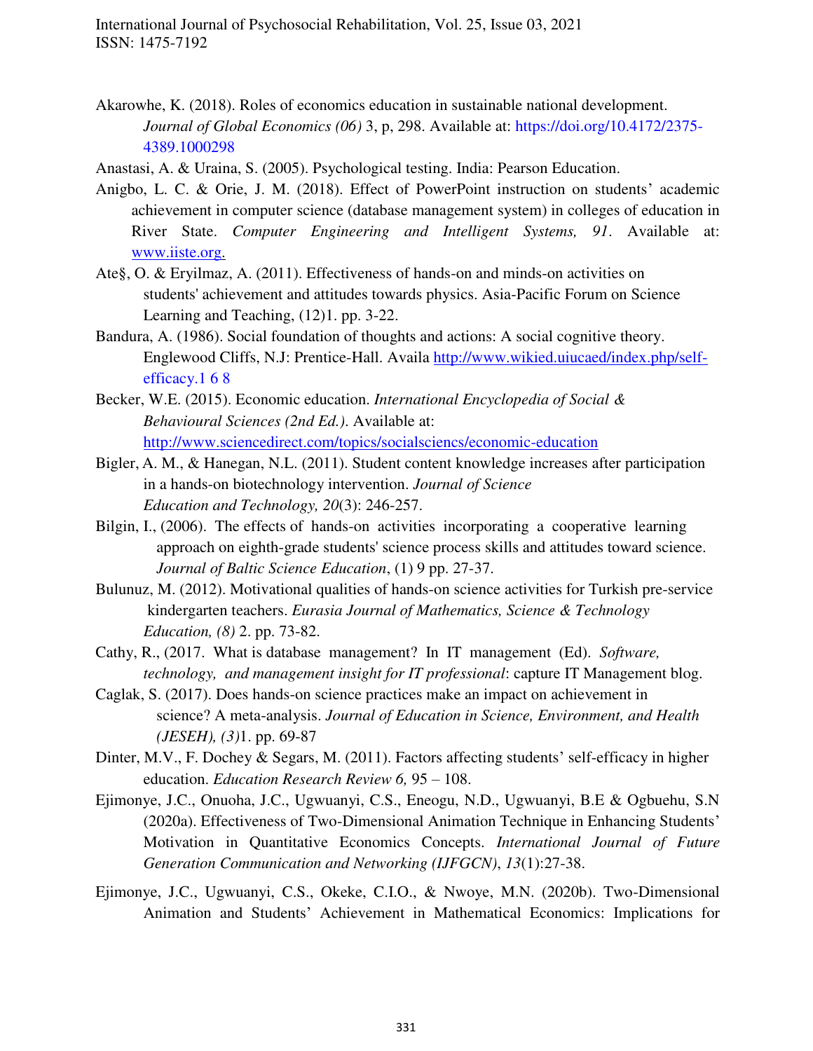Akarowhe, K. (2018). Roles of economics education in sustainable national development. *Journal of Global Economics (06)* 3, p, 298. Available at: https://doi.org/10.4172/2375-4389.1000298

Anastasi, A. & Uraina, S. (2005). Psychological testing. India: Pearson Education.

Anigbo, L. C. & Orie, J. M. (2018). Effect of PowerPoint instruction on students' academic achievement in computer science (database management system) in colleges of education in River State. *Computer Engineering and Intelligent Systems, 91*. Available at: www.iiste.org.

Ate§, O. & Eryilmaz, A. (2011). Effectiveness of hands-on and minds-on activities on students' achievement and attitudes towards physics. Asia-Pacific Forum on Science Learning and Teaching, (12)1. pp. 3-22.

Bandura, A. (1986). Social foundation of thoughts and actions: A social cognitive theory. Englewood Cliffs, N.J: Prentice-Hall. Availa http://www.wikied.uiucaed/index.php/self-efficacy.1 6 8

Becker, W.E. (2015). Economic education. *International Encyclopedia of Social & Behavioural Sciences (2nd Ed.)*. Available at: http://www.sciencedirect.com/topics/socialsciencs/economic-education

Bigler, A. M., & Hanegan, N.L. (2011). Student content knowledge increases after participation in a hands-on biotechnology intervention. *Journal of Science Education and Technology, 20*(3): 246-257.

Bilgin, I., (2006). The effects of hands-on activities incorporating a cooperative learning approach on eighth-grade students' science process skills and attitudes toward science. *Journal of Baltic Science Education*, (1) 9 pp. 27-37.

Bulunuz, M. (2012). Motivational qualities of hands-on science activities for Turkish pre-service kindergarten teachers. *Eurasia Journal of Mathematics, Science & Technology Education, (8)* 2. pp. 73-82.

Cathy, R., (2017. What is database management? In IT management (Ed). *Software, technology, and management insight for IT professional*: capture IT Management blog.

Caglak, S. (2017). Does hands-on science practices make an impact on achievement in science? A meta-analysis. *Journal of Education in Science, Environment, and Health (JESEH), (3)*1. pp. 69-87

Dinter, M.V., F. Dochey & Segars, M. (2011). Factors affecting students' self-efficacy in higher education. *Education Research Review 6,* 95 – 108.

Ejimonye, J.C., Onuoha, J.C., Ugwuanyi, C.S., Eneogu, N.D., Ugwuanyi, B.E & Ogbuehu, S.N (2020a). Effectiveness of Two-Dimensional Animation Technique in Enhancing Students' Motivation in Quantitative Economics Concepts. *International Journal of Future Generation Communication and Networking (IJFGCN)*, *13*(1):27-38.

Ejimonye, J.C., Ugwuanyi, C.S., Okeke, C.I.O., & Nwoye, M.N. (2020b). Two-Dimensional Animation and Students' Achievement in Mathematical Economics: Implications for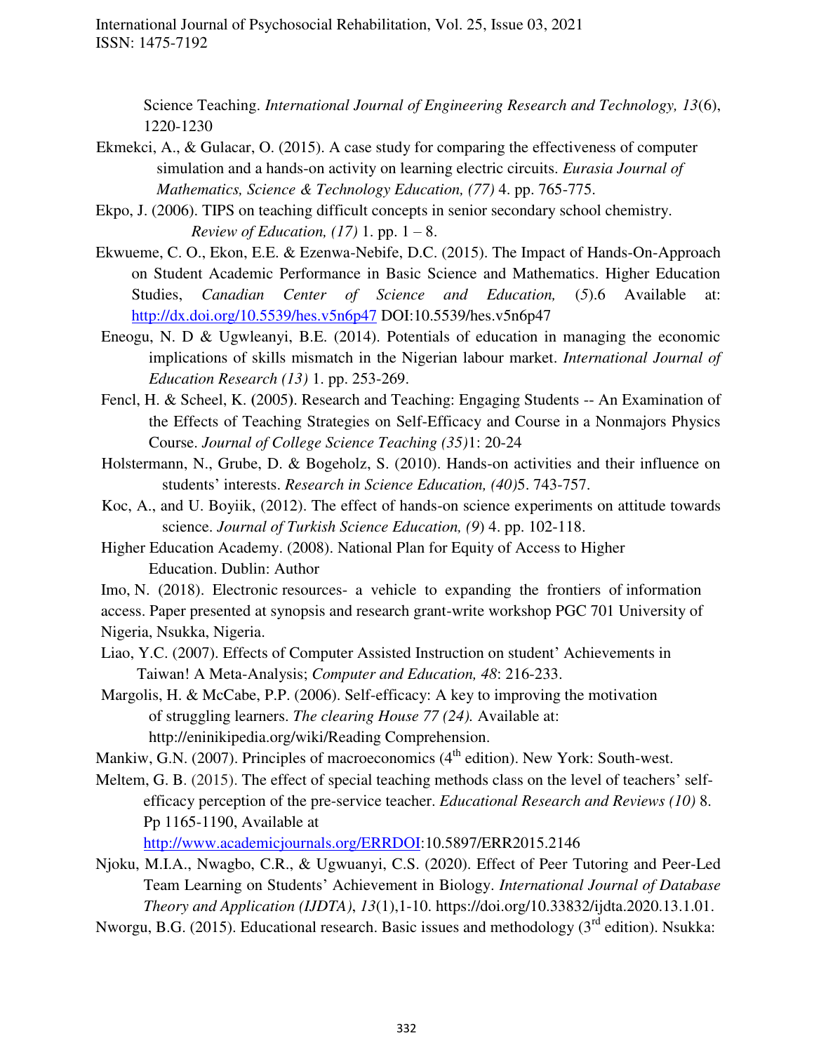Science Teaching. *International Journal of Engineering Research and Technology, 13*(6), 1220-1230

Ekmekci, A., & Gulacar, O. (2015). A case study for comparing the effectiveness of computer simulation and a hands-on activity on learning electric circuits. *Eurasia Journal of Mathematics, Science & Technology Education, (77)* 4. pp. 765-775.

Ekpo, J. (2006). TIPS on teaching difficult concepts in senior secondary school chemistry. *Review of Education, (17)* 1. pp. 1 – 8.

Ekwueme, C. O., Ekon, E.E. & Ezenwa-Nebife, D.C. (2015). The Impact of Hands-On-Approach on Student Academic Performance in Basic Science and Mathematics. Higher Education Studies, *Canadian Center of Science and Education,* (*5*).6 Available at: http://dx.doi.org/10.5539/hes.v5n6p47 DOI:10.5539/hes.v5n6p47

Eneogu, N. D & Ugwleanyi, B.E. (2014). Potentials of education in managing the economic implications of skills mismatch in the Nigerian labour market. *International Journal of Education Research (13)* 1. pp. 253-269.

Fencl, H. & Scheel, K. (2005). Research and Teaching: Engaging Students -- An Examination of the Effects of Teaching Strategies on Self-Efficacy and Course in a Nonmajors Physics Course. *Journal of College Science Teaching (35)*1: 20-24

Holstermann, N., Grube, D. & Bogeholz, S. (2010). Hands-on activities and their influence on students' interests. *Research in Science Education, (40)*5. 743-757.

Koc, A., and U. Boyiik, (2012). The effect of hands-on science experiments on attitude towards science. *Journal of Turkish Science Education, (9*) 4. pp. 102-118.

Higher Education Academy. (2008). National Plan for Equity of Access to Higher Education. Dublin: Author

Imo, N. (2018). Electronic resources- a vehicle to expanding the frontiers of information access. Paper presented at synopsis and research grant-write workshop PGC 701 University of Nigeria, Nsukka, Nigeria.

Liao, Y.C. (2007). Effects of Computer Assisted Instruction on student' Achievements in Taiwan! A Meta-Analysis; *Computer and Education, 48*: 216-233.

Margolis, H. & McCabe, P.P. (2006). Self-efficacy: A key to improving the motivation of struggling learners. *The clearing House 77 (24).* Available at: http://eninikipedia.org/wiki/Reading Comprehension.

Mankiw, G.N. (2007). Principles of macroeconomics (4th edition). New York: South-west.

Meltem, G. B. (2015). The effect of special teaching methods class on the level of teachers' self-efficacy perception of the pre-service teacher. *Educational Research and Reviews (10)* 8. Pp 1165-1190, Available at http://www.academicjournals.org/ERRDOI:10.5897/ERR2015.2146

Njoku, M.I.A., Nwagbo, C.R., & Ugwuanyi, C.S. (2020). Effect of Peer Tutoring and Peer-Led Team Learning on Students' Achievement in Biology. *International Journal of Database Theory and Application (IJDTA)*, *13*(1),1-10. https://doi.org/10.33832/ijdta.2020.13.1.01.

Nworgu, B.G. (2015). Educational research. Basic issues and methodology (3rd edition). Nsukka: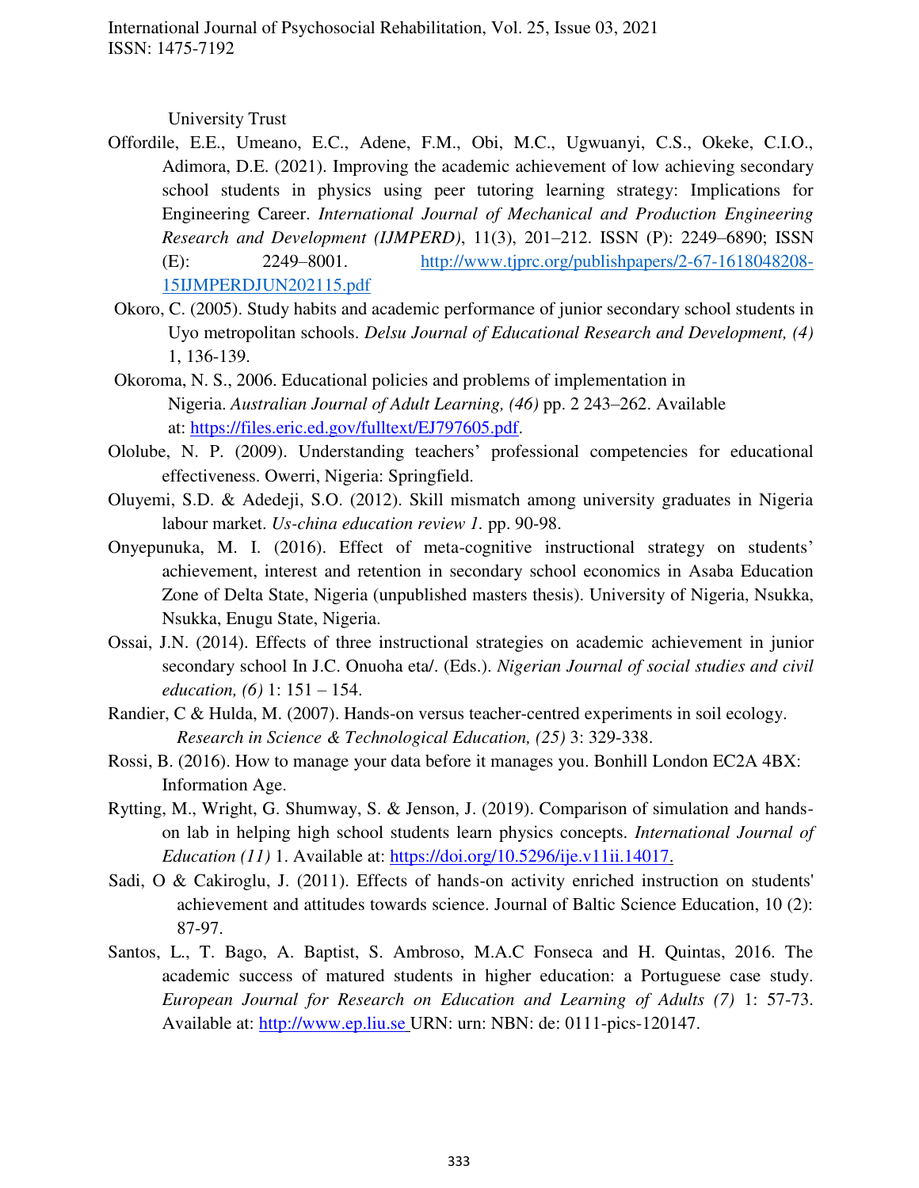University Trust

Offordile, E.E., Umeano, E.C., Adene, F.M., Obi, M.C., Ugwuanyi, C.S., Okeke, C.I.O., Adimora, D.E. (2021). Improving the academic achievement of low achieving secondary school students in physics using peer tutoring learning strategy: Implications for Engineering Career. *International Journal of Mechanical and Production Engineering Research and Development (IJMPERD)*, 11(3), 201–212. ISSN (P): 2249–6890; ISSN (E): 2249–8001. http://www.tjprc.org/publishpapers/2-67-1618048208-15IJMPERDJUN202115.pdf

Okoro, C. (2005). Study habits and academic performance of junior secondary school students in Uyo metropolitan schools. *Delsu Journal of Educational Research and Development, (4)* 1, 136-139.

Okoroma, N. S., 2006. Educational policies and problems of implementation in Nigeria. *Australian Journal of Adult Learning, (46)* pp. 2 243–262. Available at: https://files.eric.ed.gov/fulltext/EJ797605.pdf.

Ololube, N. P. (2009). Understanding teachers' professional competencies for educational effectiveness. Owerri, Nigeria: Springfield.

Oluyemi, S.D. & Adedeji, S.O. (2012). Skill mismatch among university graduates in Nigeria labour market. *Us-china education review 1.* pp. 90-98.

Onyepunuka, M. I. (2016). Effect of meta-cognitive instructional strategy on students' achievement, interest and retention in secondary school economics in Asaba Education Zone of Delta State, Nigeria (unpublished masters thesis). University of Nigeria, Nsukka, Nsukka, Enugu State, Nigeria.

Ossai, J.N. (2014). Effects of three instructional strategies on academic achievement in junior secondary school In J.C. Onuoha eta/. (Eds.). *Nigerian Journal of social studies and civil education, (6)* 1: 151 – 154.

Randier, C & Hulda, M. (2007). Hands-on versus teacher-centred experiments in soil ecology. *Research in Science & Technological Education, (25)* 3: 329-338.

Rossi, B. (2016). How to manage your data before it manages you. Bonhill London EC2A 4BX: Information Age.

Rytting, M., Wright, G. Shumway, S. & Jenson, J. (2019). Comparison of simulation and hands-on lab in helping high school students learn physics concepts. *International Journal of Education (11)* 1. Available at: https://doi.org/10.5296/ije.v11ii.14017.

Sadi, O & Cakiroglu, J. (2011). Effects of hands-on activity enriched instruction on students' achievement and attitudes towards science. Journal of Baltic Science Education, 10 (2): 87-97.

Santos, L., T. Bago, A. Baptist, S. Ambroso, M.A.C Fonseca and H. Quintas, 2016. The academic success of matured students in higher education: a Portuguese case study. *European Journal for Research on Education and Learning of Adults (7)* 1: 57-73. Available at: http://www.ep.liu.se URN: urn: NBN: de: 0111-pics-120147.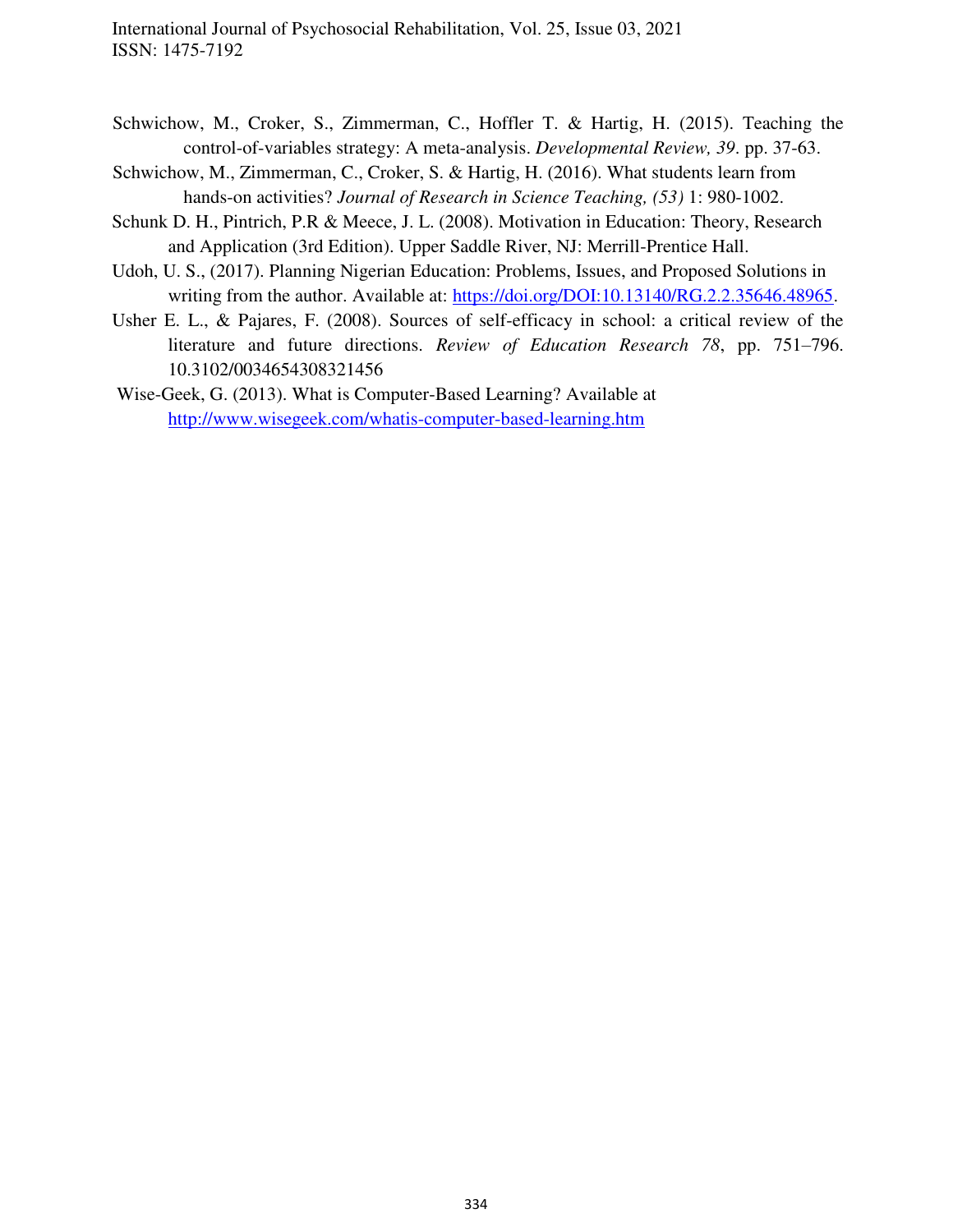Schwichow, M., Croker, S., Zimmerman, C., Hoffler T. & Hartig, H. (2015). Teaching the control-of-variables strategy: A meta-analysis. *Developmental Review, 39*. pp. 37-63.

Schwichow, M., Zimmerman, C., Croker, S. & Hartig, H. (2016). What students learn from hands-on activities? *Journal of Research in Science Teaching, (53)* 1: 980-1002.

Schunk D. H., Pintrich, P.R & Meece, J. L. (2008). Motivation in Education: Theory, Research and Application (3rd Edition). Upper Saddle River, NJ: Merrill-Prentice Hall.

Udoh, U. S., (2017). Planning Nigerian Education: Problems, Issues, and Proposed Solutions in writing from the author. Available at: https://doi.org/DOI:10.13140/RG.2.2.35646.48965.

Usher E. L., & Pajares, F. (2008). Sources of self-efficacy in school: a critical review of the literature and future directions. *Review of Education Research 78*, pp. 751–796. 10.3102/0034654308321456

Wise-Geek, G. (2013). What is Computer-Based Learning? Available at http://www.wisegeek.com/whatis-computer-based-learning.htm